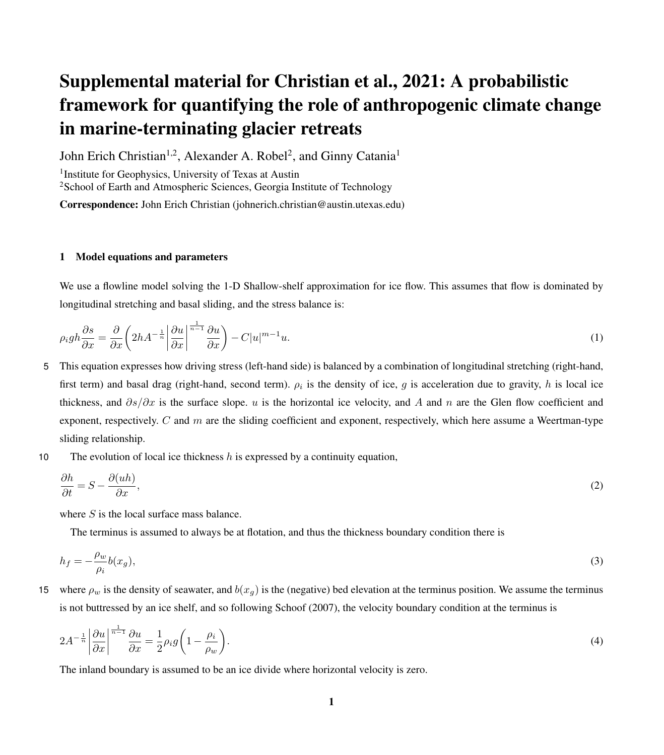# Supplemental material for Christian et al., 2021: A probabilistic framework for quantifying the role of anthropogenic climate change in marine-terminating glacier retreats

John Erich Christian[1,2], Alexander A. Robel[2], and Ginny Catania[1]

[1]Institute for Geophysics, University of Texas at Austin

[2]School of Earth and Atmospheric Sciences, Georgia Institute of Technology

**Correspondence:** John Erich Christian (johnerich.christian@austin.utexas.edu)

## 1 Model equations and parameters

We use a flowline model solving the 1-D Shallow-shelf approximation for ice flow. This assumes that flow is dominated by longitudinal stretching and basal sliding, and the stress balance is:

$$\rho_i g h \frac{\partial s}{\partial x} = \frac{\partial}{\partial x}\left(2hA^{-\frac{1}{n}}\left|\frac{\partial u}{\partial x}\right|^{\frac{1}{n-1}}\frac{\partial u}{\partial x}\right) - C|u|^{m-1}u. \tag{1}$$

This equation expresses how driving stress (left-hand side) is balanced by a combination of longitudinal stretching (right-hand, first term) and basal drag (right-hand, second term). $\rho_i$ is the density of ice, $g$ is acceleration due to gravity, $h$ is local ice thickness, and $\partial s/\partial x$ is the surface slope. $u$ is the horizontal ice velocity, and $A$ and $n$ are the Glen flow coefficient and exponent, respectively. $C$ and $m$ are the sliding coefficient and exponent, respectively, which here assume a Weertman-type sliding relationship.

The evolution of local ice thickness $h$ is expressed by a continuity equation,

$$\frac{\partial h}{\partial t} = S - \frac{\partial (uh)}{\partial x}, \tag{2}$$

where $S$ is the local surface mass balance.

The terminus is assumed to always be at flotation, and thus the thickness boundary condition there is

$$h_f = -\frac{\rho_w}{\rho_i} b(x_g), \tag{3}$$

where $\rho_w$ is the density of seawater, and $b(x_g)$ is the (negative) bed elevation at the terminus position. We assume the terminus is not buttressed by an ice shelf, and so following Schoof (2007), the velocity boundary condition at the terminus is

$$2A^{-\frac{1}{n}}\left|\frac{\partial u}{\partial x}\right|^{\frac{1}{n-1}}\frac{\partial u}{\partial x} = \frac{1}{2}\rho_i g\left(1 - \frac{\rho_i}{\rho_w}\right). \tag{4}$$

The inland boundary is assumed to be an ice divide where horizontal velocity is zero.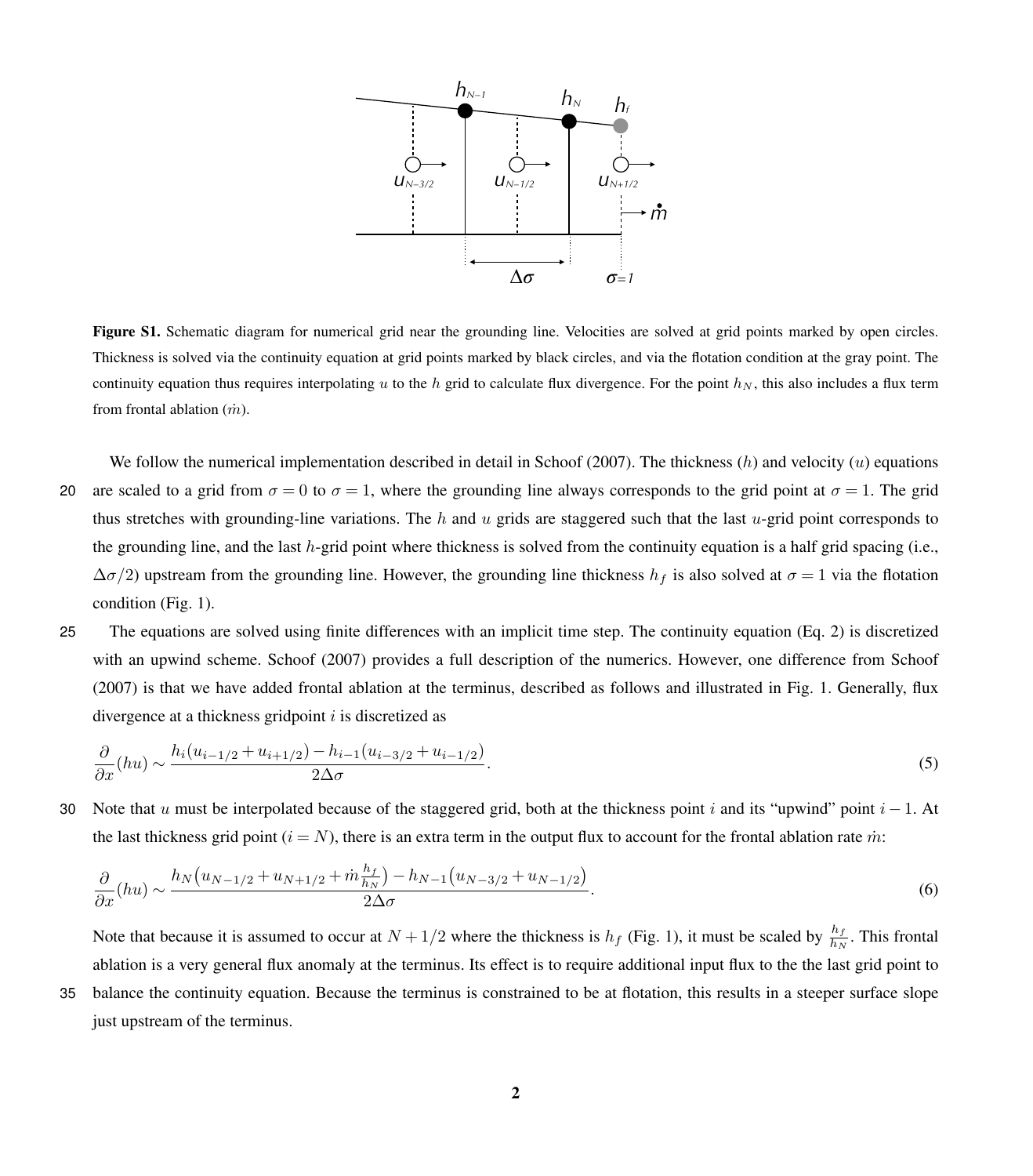**Figure S1.** Schematic diagram for numerical grid near the grounding line. Velocities are solved at grid points marked by open circles. Thickness is solved via the continuity equation at grid points marked by black circles, and via the flotation condition at the gray point. The continuity equation thus requires interpolating $u$ to the $h$ grid to calculate flux divergence. For the point $h_N$, this also includes a flux term from frontal ablation ($\dot{m}$).

We follow the numerical implementation described in detail in Schoof (2007). The thickness ($h$) and velocity ($u$) equations are scaled to a grid from $\sigma = 0$ to $\sigma = 1$, where the grounding line always corresponds to the grid point at $\sigma = 1$. The grid thus stretches with grounding-line variations. The $h$ and $u$ grids are staggered such that the last $u$-grid point corresponds to the grounding line, and the last $h$-grid point where thickness is solved from the continuity equation is a half grid spacing (i.e., $\Delta\sigma/2$) upstream from the grounding line. However, the grounding line thickness $h_f$ is also solved at $\sigma = 1$ via the flotation condition (Fig. 1).

The equations are solved using finite differences with an implicit time step. The continuity equation (Eq. 2) is discretized with an upwind scheme. Schoof (2007) provides a full description of the numerics. However, one difference from Schoof (2007) is that we have added frontal ablation at the terminus, described as follows and illustrated in Fig. 1. Generally, flux divergence at a thickness gridpoint $i$ is discretized as

$$\frac{\partial}{\partial x}(hu) \sim \frac{h_i(u_{i-1/2} + u_{i+1/2}) - h_{i-1}(u_{i-3/2} + u_{i-1/2})}{2\Delta\sigma}. \tag{5}$$

Note that $u$ must be interpolated because of the staggered grid, both at the thickness point $i$ and its "upwind" point $i-1$. At the last thickness grid point ($i = N$), there is an extra term in the output flux to account for the frontal ablation rate $\dot{m}$:

$$\frac{\partial}{\partial x}(hu) \sim \frac{h_N\big(u_{N-1/2} + u_{N+1/2} + \dot{m}\frac{h_f}{h_N}\big) - h_{N-1}\big(u_{N-3/2} + u_{N-1/2}\big)}{2\Delta\sigma}. \tag{6}$$

Note that because it is assumed to occur at $N + 1/2$ where the thickness is $h_f$ (Fig. 1), it must be scaled by $\frac{h_f}{h_N}$. This frontal ablation is a very general flux anomaly at the terminus. Its effect is to require additional input flux to the the last grid point to balance the continuity equation. Because the terminus is constrained to be at flotation, this results in a steeper surface slope just upstream of the terminus.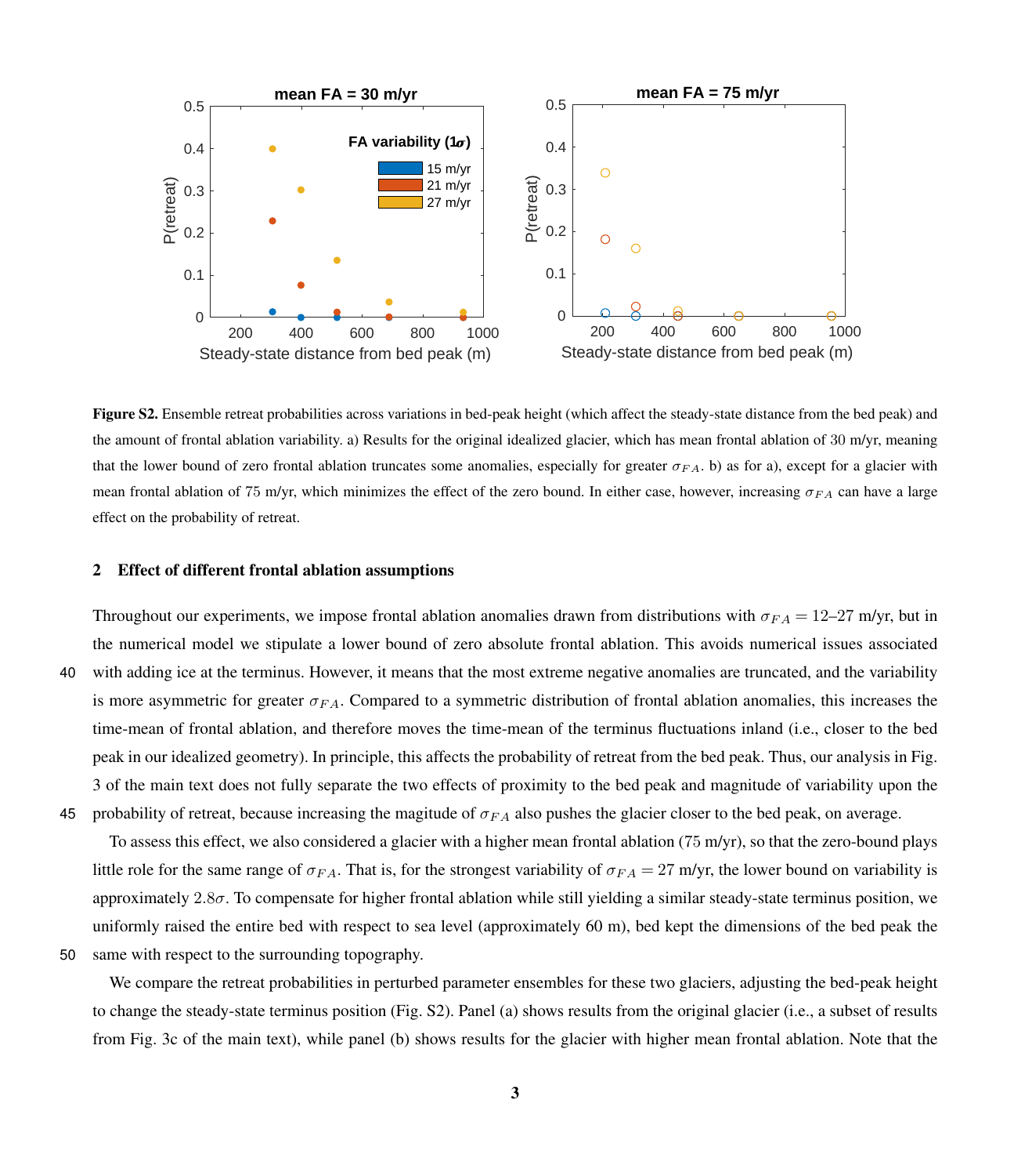**Figure S2.** Ensemble retreat probabilities across variations in bed-peak height (which affect the steady-state distance from the bed peak) and the amount of frontal ablation variability. a) Results for the original idealized glacier, which has mean frontal ablation of 30 m/yr, meaning that the lower bound of zero frontal ablation truncates some anomalies, especially for greater $\sigma_{FA}$. b) as for a), except for a glacier with mean frontal ablation of 75 m/yr, which minimizes the effect of the zero bound. In either case, however, increasing $\sigma_{FA}$ can have a large effect on the probability of retreat.

## 2 Effect of different frontal ablation assumptions

Throughout our experiments, we impose frontal ablation anomalies drawn from distributions with $\sigma_{FA} = 12$–$27$ m/yr, but in the numerical model we stipulate a lower bound of zero absolute frontal ablation. This avoids numerical issues associated with adding ice at the terminus. However, it means that the most extreme negative anomalies are truncated, and the variability is more asymmetric for greater $\sigma_{FA}$. Compared to a symmetric distribution of frontal ablation anomalies, this increases the time-mean of frontal ablation, and therefore moves the time-mean of the terminus fluctuations inland (i.e., closer to the bed peak in our idealized geometry). In principle, this affects the probability of retreat from the bed peak. Thus, our analysis in Fig. 3 of the main text does not fully separate the two effects of proximity to the bed peak and magnitude of variability upon the probability of retreat, because increasing the magitude of $\sigma_{FA}$ also pushes the glacier closer to the bed peak, on average.

To assess this effect, we also considered a glacier with a higher mean frontal ablation (75 m/yr), so that the zero-bound plays little role for the same range of $\sigma_{FA}$. That is, for the strongest variability of $\sigma_{FA} = 27$ m/yr, the lower bound on variability is approximately $2.8\sigma$. To compensate for higher frontal ablation while still yielding a similar steady-state terminus position, we uniformly raised the entire bed with respect to sea level (approximately 60 m), bed kept the dimensions of the bed peak the same with respect to the surrounding topography.

We compare the retreat probabilities in perturbed parameter ensembles for these two glaciers, adjusting the bed-peak height to change the steady-state terminus position (Fig. S2). Panel (a) shows results from the original glacier (i.e., a subset of results from Fig. 3c of the main text), while panel (b) shows results for the glacier with higher mean frontal ablation. Note that the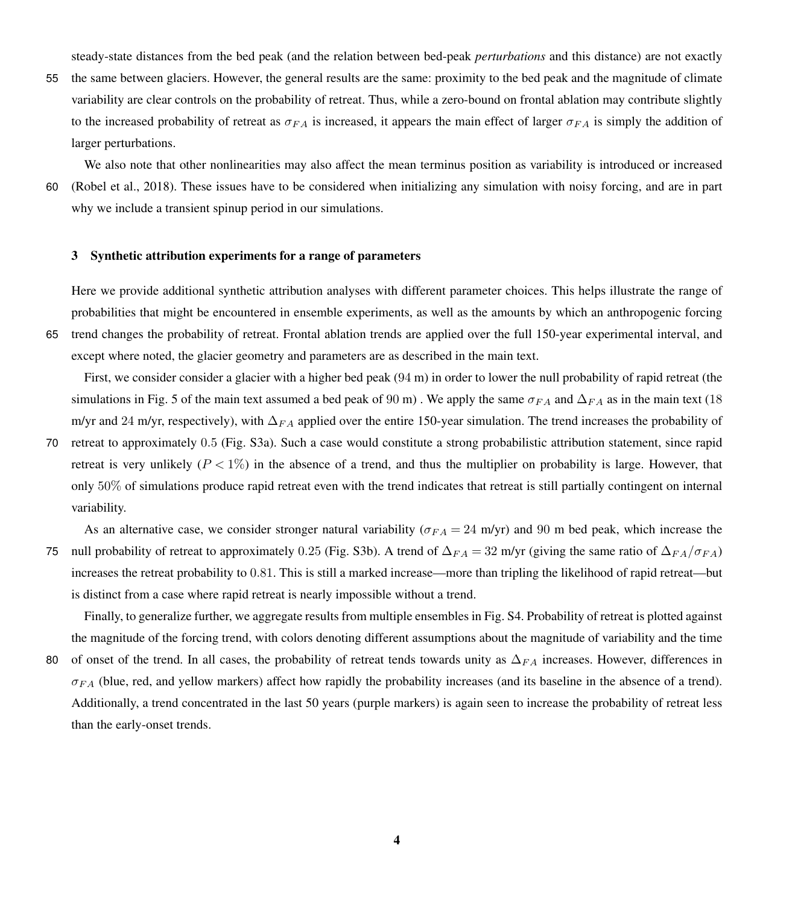steady-state distances from the bed peak (and the relation between bed-peak *perturbations* and this distance) are not exactly the same between glaciers. However, the general results are the same: proximity to the bed peak and the magnitude of climate variability are clear controls on the probability of retreat. Thus, while a zero-bound on frontal ablation may contribute slightly to the increased probability of retreat as $\sigma_{FA}$ is increased, it appears the main effect of larger $\sigma_{FA}$ is simply the addition of larger perturbations.

We also note that other nonlinearities may also affect the mean terminus position as variability is introduced or increased (Robel et al., 2018). These issues have to be considered when initializing any simulation with noisy forcing, and are in part why we include a transient spinup period in our simulations.

## 3 Synthetic attribution experiments for a range of parameters

Here we provide additional synthetic attribution analyses with different parameter choices. This helps illustrate the range of probabilities that might be encountered in ensemble experiments, as well as the amounts by which an anthropogenic forcing trend changes the probability of retreat. Frontal ablation trends are applied over the full 150-year experimental interval, and except where noted, the glacier geometry and parameters are as described in the main text.

First, we consider consider a glacier with a higher bed peak (94 m) in order to lower the null probability of rapid retreat (the simulations in Fig. 5 of the main text assumed a bed peak of 90 m) . We apply the same $\sigma_{FA}$ and $\Delta_{FA}$ as in the main text (18 m/yr and 24 m/yr, respectively), with $\Delta_{FA}$ applied over the entire 150-year simulation. The trend increases the probability of retreat to approximately 0.5 (Fig. S3a). Such a case would constitute a strong probabilistic attribution statement, since rapid retreat is very unlikely ($P < 1\%$) in the absence of a trend, and thus the multiplier on probability is large. However, that only 50% of simulations produce rapid retreat even with the trend indicates that retreat is still partially contingent on internal variability.

As an alternative case, we consider stronger natural variability ($\sigma_{FA} = 24$ m/yr) and 90 m bed peak, which increase the null probability of retreat to approximately 0.25 (Fig. S3b). A trend of $\Delta_{FA} = 32$ m/yr (giving the same ratio of $\Delta_{FA}/\sigma_{FA}$) increases the retreat probability to 0.81. This is still a marked increase—more than tripling the likelihood of rapid retreat—but is distinct from a case where rapid retreat is nearly impossible without a trend.

Finally, to generalize further, we aggregate results from multiple ensembles in Fig. S4. Probability of retreat is plotted against the magnitude of the forcing trend, with colors denoting different assumptions about the magnitude of variability and the time of onset of the trend. In all cases, the probability of retreat tends towards unity as $\Delta_{FA}$ increases. However, differences in $\sigma_{FA}$ (blue, red, and yellow markers) affect how rapidly the probability increases (and its baseline in the absence of a trend). Additionally, a trend concentrated in the last 50 years (purple markers) is again seen to increase the probability of retreat less than the early-onset trends.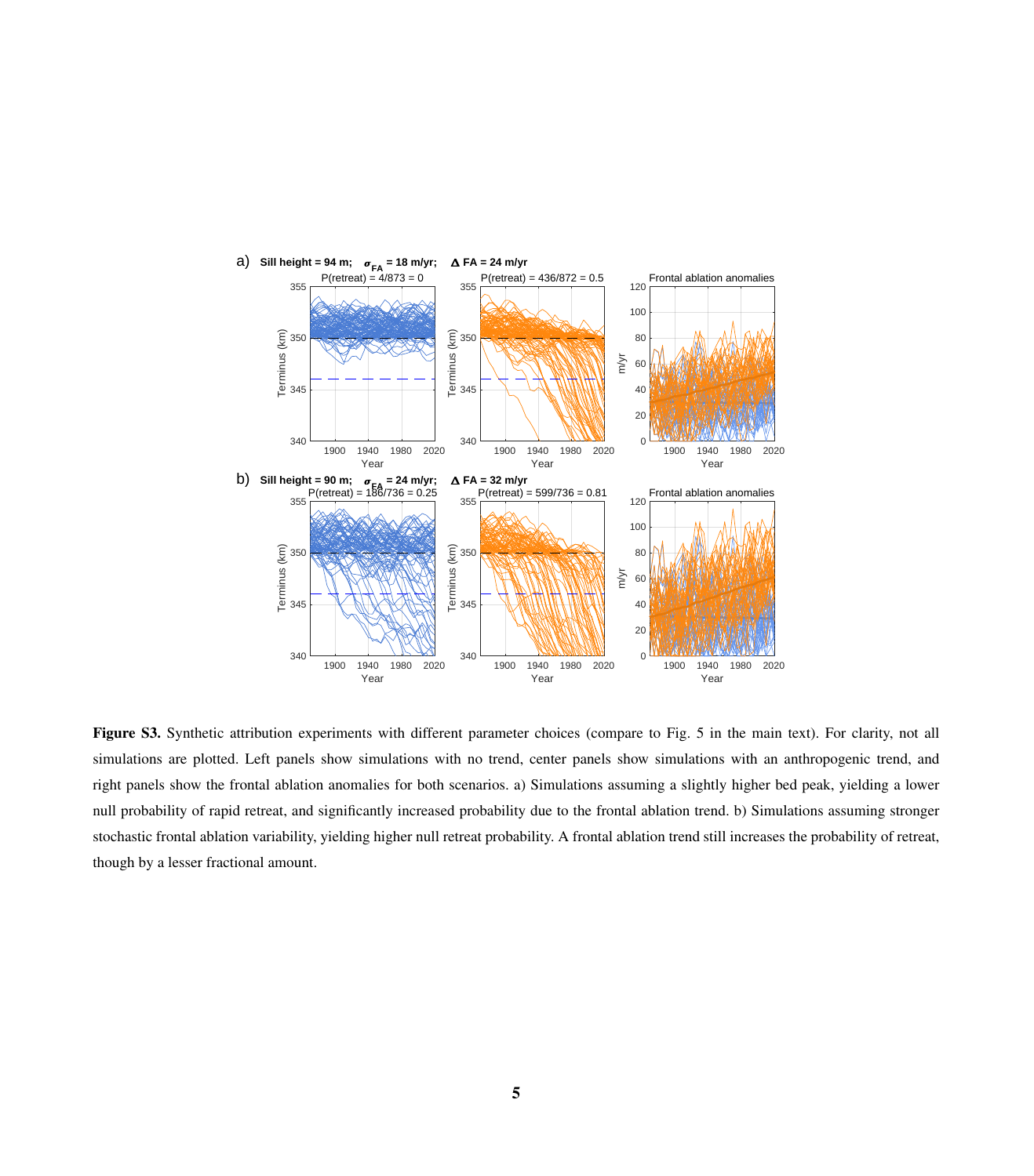**Figure S3.** Synthetic attribution experiments with different parameter choices (compare to Fig. 5 in the main text). For clarity, not all simulations are plotted. Left panels show simulations with no trend, center panels show simulations with an anthropogenic trend, and right panels show the frontal ablation anomalies for both scenarios. a) Simulations assuming a slightly higher bed peak, yielding a lower null probability of rapid retreat, and significantly increased probability due to the frontal ablation trend. b) Simulations assuming stronger stochastic frontal ablation variability, yielding higher null retreat probability. A frontal ablation trend still increases the probability of retreat, though by a lesser fractional amount.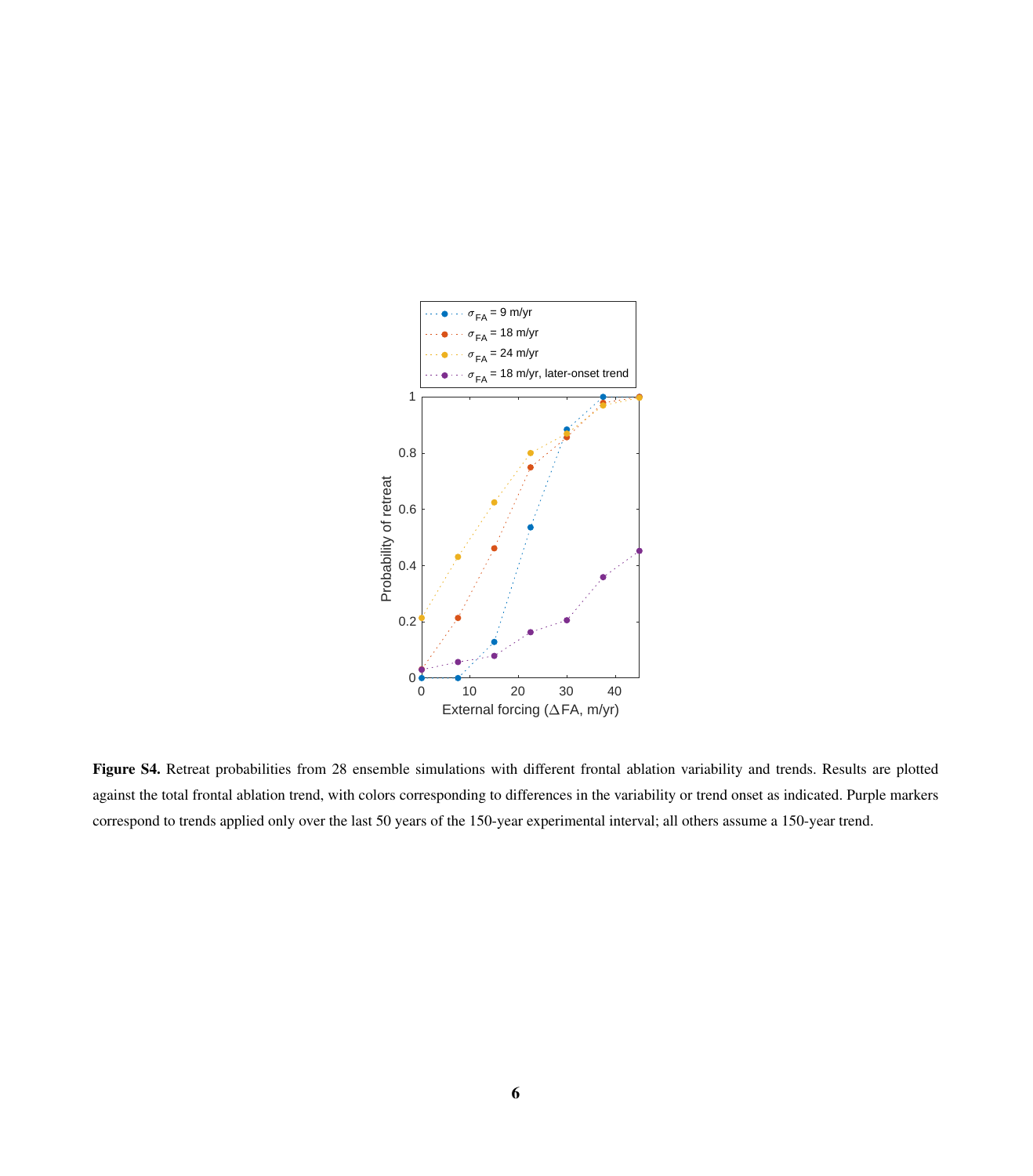**Figure S4.** Retreat probabilities from 28 ensemble simulations with different frontal ablation variability and trends. Results are plotted against the total frontal ablation trend, with colors corresponding to differences in the variability or trend onset as indicated. Purple markers correspond to trends applied only over the last 50 years of the 150-year experimental interval; all others assume a 150-year trend.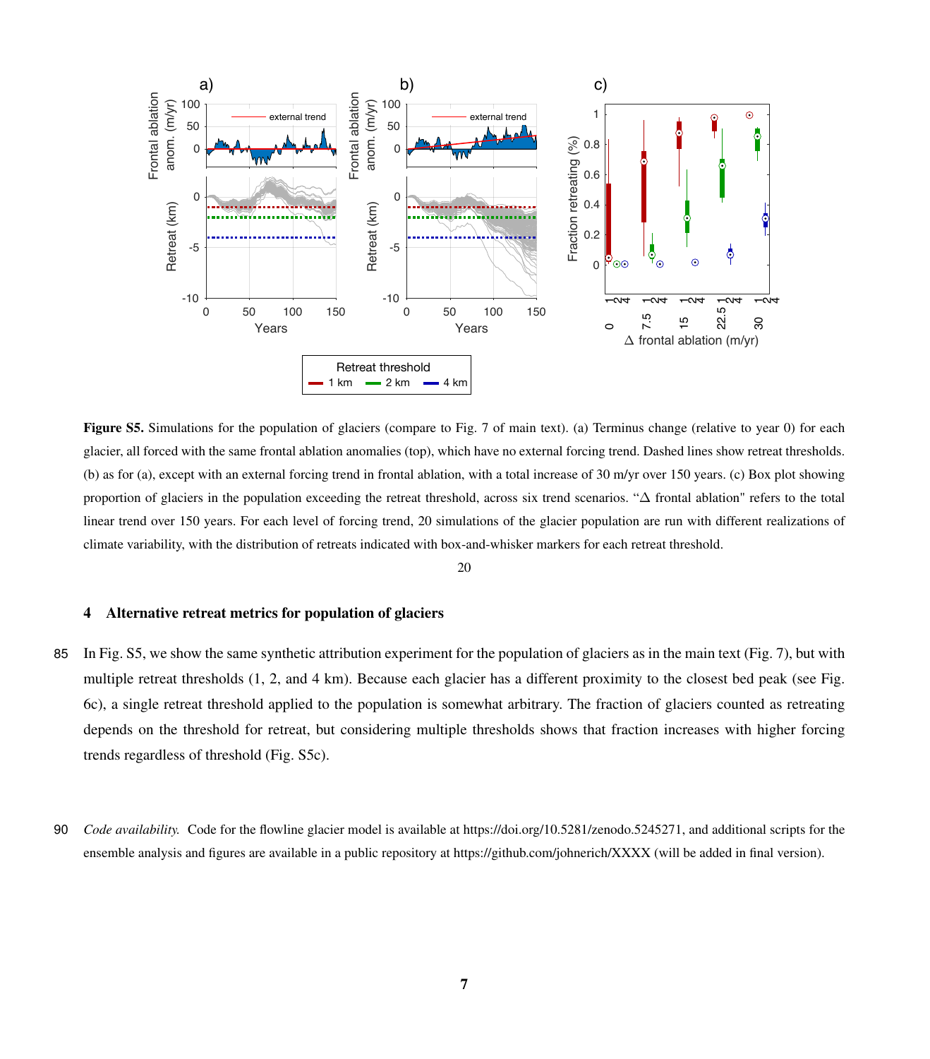**Figure S5.** Simulations for the population of glaciers (compare to Fig. 7 of main text). (a) Terminus change (relative to year 0) for each glacier, all forced with the same frontal ablation anomalies (top), which have no external forcing trend. Dashed lines show retreat thresholds. (b) as for (a), except with an external forcing trend in frontal ablation, with a total increase of 30 m/yr over 150 years. (c) Box plot showing proportion of glaciers in the population exceeding the retreat threshold, across six trend scenarios. "Δ frontal ablation" refers to the total linear trend over 150 years. For each level of forcing trend, 20 simulations of the glacier population are run with different realizations of climate variability, with the distribution of retreats indicated with box-and-whisker markers for each retreat threshold.

## 4 Alternative retreat metrics for population of glaciers

In Fig. S5, we show the same synthetic attribution experiment for the population of glaciers as in the main text (Fig. 7), but with multiple retreat thresholds (1, 2, and 4 km). Because each glacier has a different proximity to the closest bed peak (see Fig. 6c), a single retreat threshold applied to the population is somewhat arbitrary. The fraction of glaciers counted as retreating depends on the threshold for retreat, but considering multiple thresholds shows that fraction increases with higher forcing trends regardless of threshold (Fig. S5c).

*Code availability.* Code for the flowline glacier model is available at https://doi.org/10.5281/zenodo.5245271, and additional scripts for the ensemble analysis and figures are available in a public repository at https://github.com/johnerich/XXXX (will be added in final version).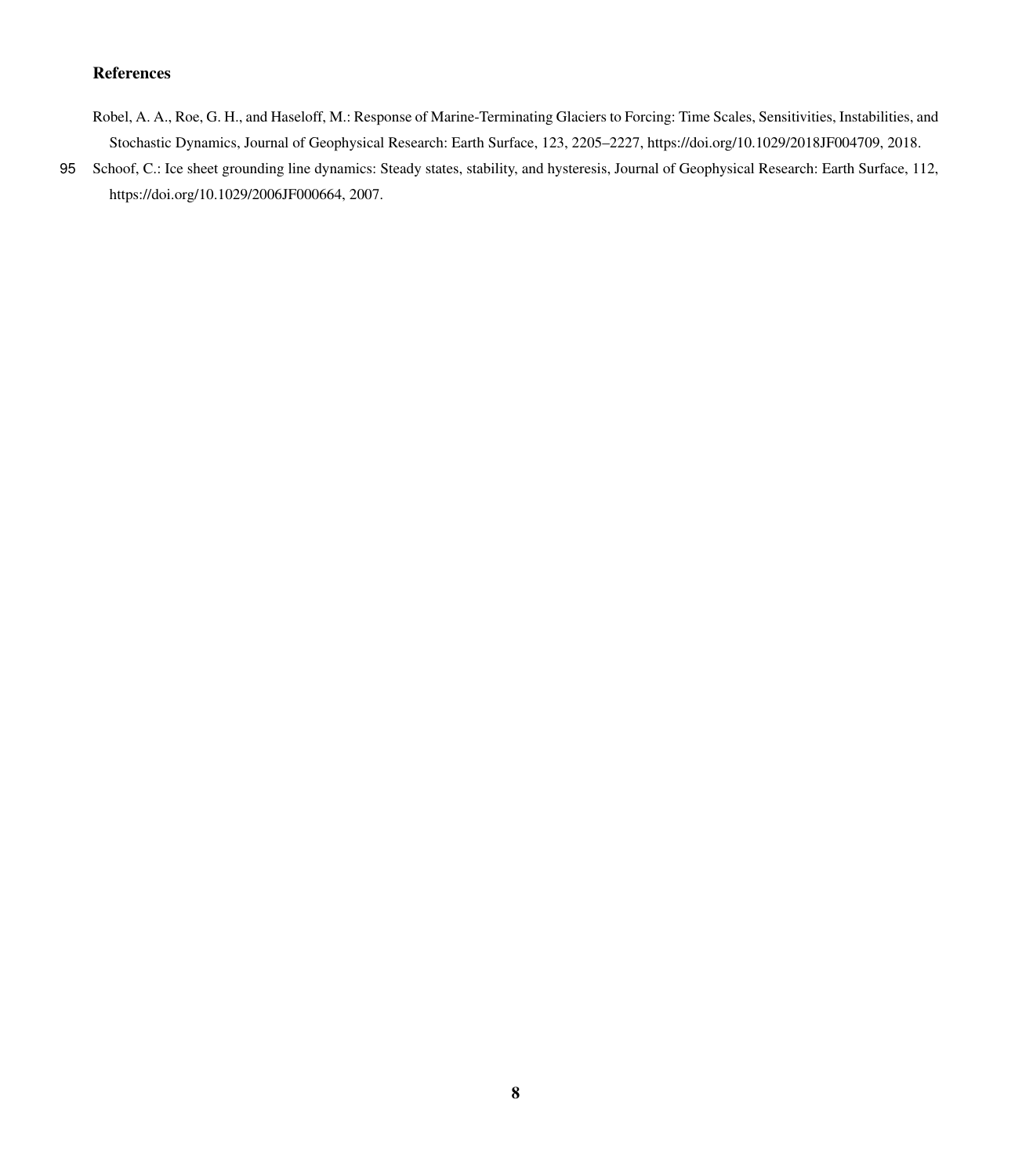## References

Robel, A. A., Roe, G. H., and Haseloff, M.: Response of Marine-Terminating Glaciers to Forcing: Time Scales, Sensitivities, Instabilities, and Stochastic Dynamics, Journal of Geophysical Research: Earth Surface, 123, 2205–2227, https://doi.org/10.1029/2018JF004709, 2018.

Schoof, C.: Ice sheet grounding line dynamics: Steady states, stability, and hysteresis, Journal of Geophysical Research: Earth Surface, 112, https://doi.org/10.1029/2006JF000664, 2007.